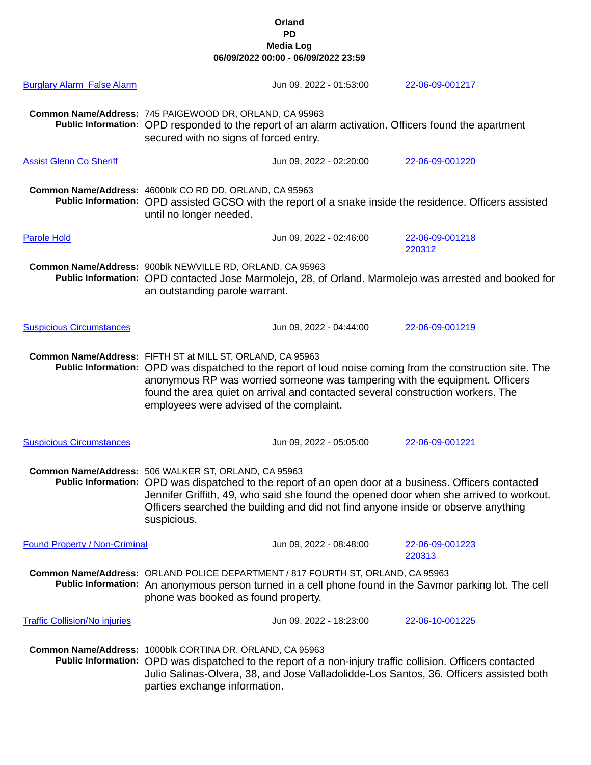# Orland
# PD
# Media Log
**06/09/2022 00:00 - 06/09/2022 23:59**

**Burglary Alarm False Alarm** | Jun 09, 2022 - 01:53:00 | 22-06-09-001217

**Common Name/Address:** 745 PAIGEWOOD DR, ORLAND, CA 95963
**Public Information:** OPD responded to the report of an alarm activation. Officers found the apartment secured with no signs of forced entry.

**Assist Glenn Co Sheriff** | Jun 09, 2022 - 02:20:00 | 22-06-09-001220

**Common Name/Address:** 4600blk CO RD DD, ORLAND, CA 95963
**Public Information:** OPD assisted GCSO with the report of a snake inside the residence. Officers assisted until no longer needed.

**Parole Hold** | Jun 09, 2022 - 02:46:00 | 22-06-09-001218 220312

**Common Name/Address:** 900blk NEWVILLE RD, ORLAND, CA 95963
**Public Information:** OPD contacted Jose Marmolejo, 28, of Orland. Marmolejo was arrested and booked for an outstanding parole warrant.

**Suspicious Circumstances** | Jun 09, 2022 - 04:44:00 | 22-06-09-001219

**Common Name/Address:** FIFTH ST at MILL ST, ORLAND, CA 95963
**Public Information:** OPD was dispatched to the report of loud noise coming from the construction site. The anonymous RP was worried someone was tampering with the equipment. Officers found the area quiet on arrival and contacted several construction workers. The employees were advised of the complaint.

**Suspicious Circumstances** | Jun 09, 2022 - 05:05:00 | 22-06-09-001221

**Common Name/Address:** 506 WALKER ST, ORLAND, CA 95963
**Public Information:** OPD was dispatched to the report of an open door at a business. Officers contacted Jennifer Griffith, 49, who said she found the opened door when she arrived to workout. Officers searched the building and did not find anyone inside or observe anything suspicious.

**Found Property / Non-Criminal** | Jun 09, 2022 - 08:48:00 | 22-06-09-001223 220313

**Common Name/Address:** ORLAND POLICE DEPARTMENT / 817 FOURTH ST, ORLAND, CA 95963
**Public Information:** An anonymous person turned in a cell phone found in the Savmor parking lot. The cell phone was booked as found property.

**Traffic Collision/No injuries** | Jun 09, 2022 - 18:23:00 | 22-06-10-001225

**Common Name/Address:** 1000blk CORTINA DR, ORLAND, CA 95963
**Public Information:** OPD was dispatched to the report of a non-injury traffic collision. Officers contacted Julio Salinas-Olvera, 38, and Jose Valladolidde-Los Santos, 36. Officers assisted both parties exchange information.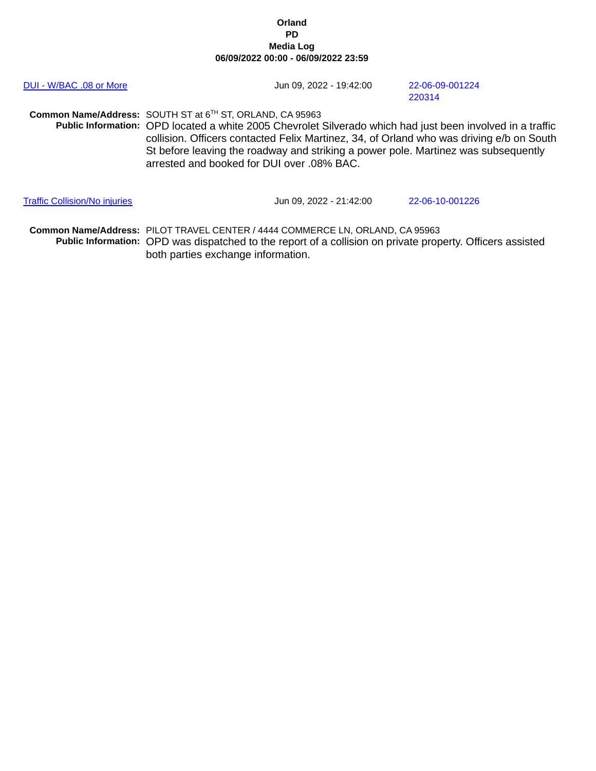**Orland**
**PD**
**Media Log**
**06/09/2022 00:00 - 06/09/2022 23:59**

DUI - W/BAC .08 or More — Jun 09, 2022 - 19:42:00 — 22-06-09-001224 220314

**Common Name/Address:** SOUTH ST at 6TH ST, ORLAND, CA 95963
**Public Information:** OPD located a white 2005 Chevrolet Silverado which had just been involved in a traffic collision. Officers contacted Felix Martinez, 34, of Orland who was driving e/b on South St before leaving the roadway and striking a power pole. Martinez was subsequently arrested and booked for DUI over .08% BAC.

Traffic Collision/No injuries — Jun 09, 2022 - 21:42:00 — 22-06-10-001226

**Common Name/Address:** PILOT TRAVEL CENTER / 4444 COMMERCE LN, ORLAND, CA 95963
**Public Information:** OPD was dispatched to the report of a collision on private property. Officers assisted both parties exchange information.